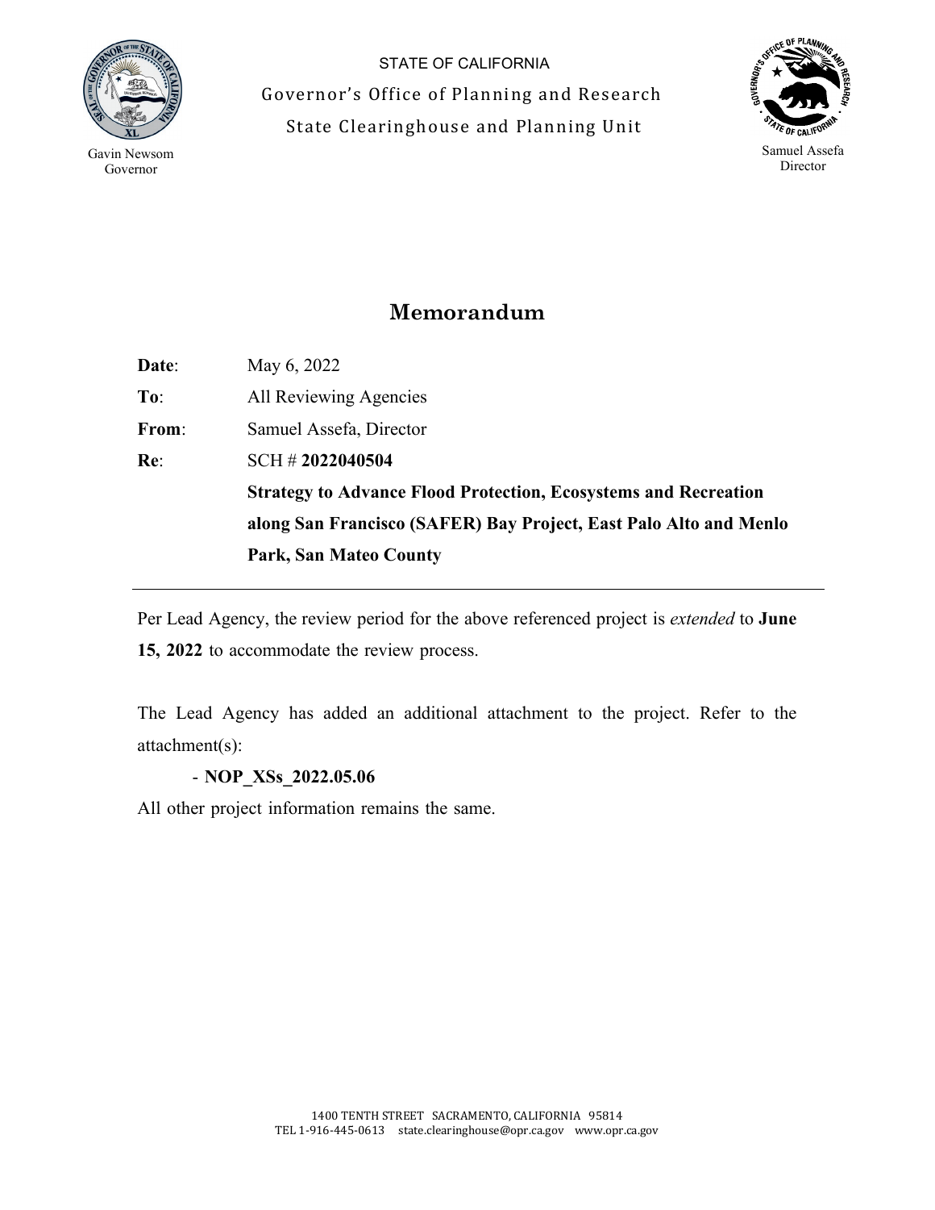STATE OF CALIFORNIA

Governor's Office of Planning and Research

State Clearinghouse and Planning Unit

Gavin Newsom
Governor

Samuel Assefa
Director

# Memorandum

**Date**: May 6, 2022

**To**: All Reviewing Agencies

**From**: Samuel Assefa, Director

**Re**: SCH # **2022040504**

**Strategy to Advance Flood Protection, Ecosystems and Recreation along San Francisco (SAFER) Bay Project, East Palo Alto and Menlo Park, San Mateo County**

---

Per Lead Agency, the review period for the above referenced project is *extended* to **June 15, 2022** to accommodate the review process.

The Lead Agency has added an additional attachment to the project. Refer to the attachment(s):

- **NOP_XSs_2022.05.06**

All other project information remains the same.

1400 TENTH STREET SACRAMENTO, CALIFORNIA 95814
TEL 1-916-445-0613 state.clearinghouse@opr.ca.gov www.opr.ca.gov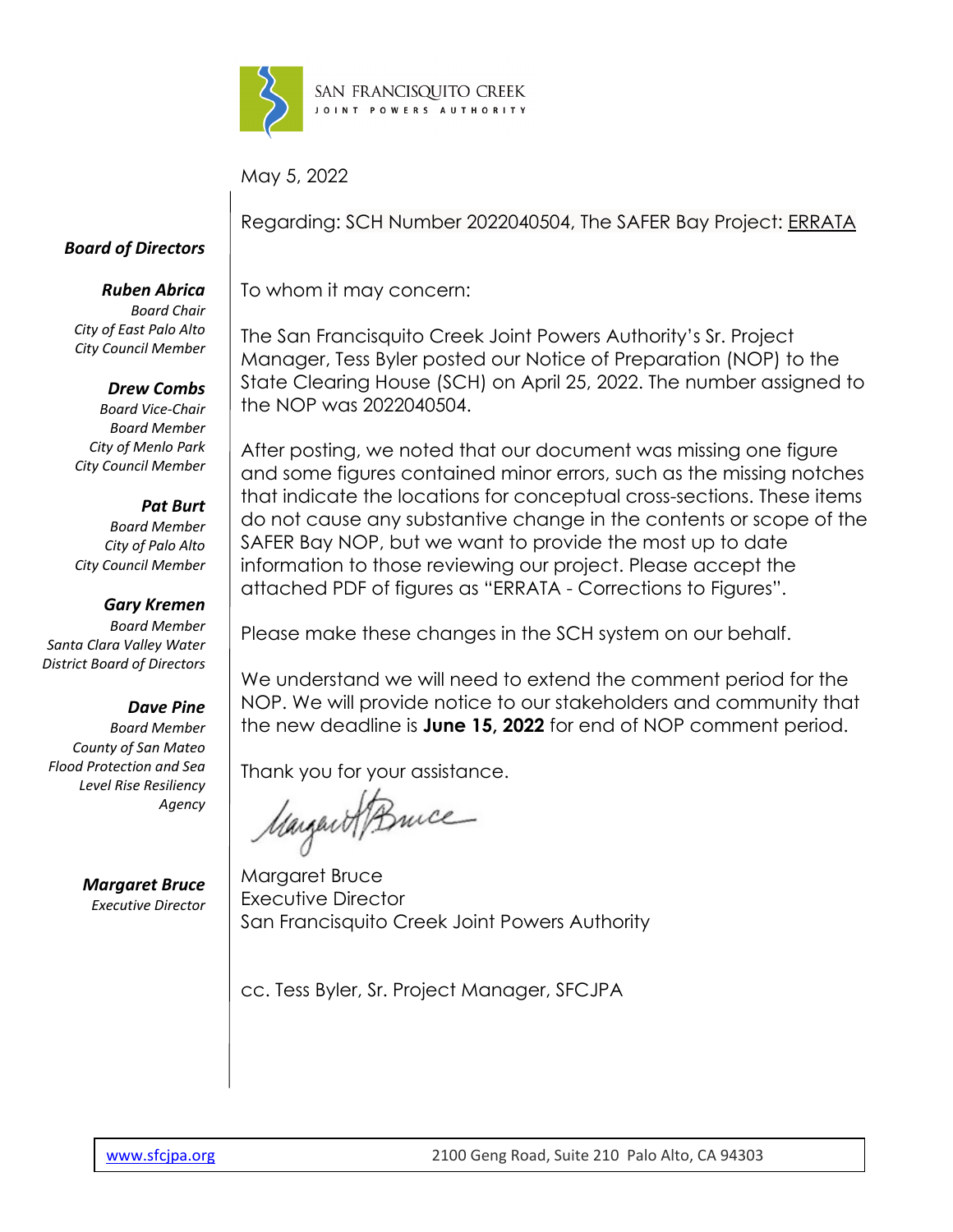SAN FRANCISQUITO CREEK
JOINT POWERS AUTHORITY

May 5, 2022

Regarding: SCH Number 2022040504, The SAFER Bay Project: ERRATA

***Board of Directors***

***Ruben Abrica***
*Board Chair*
*City of East Palo Alto*
*City Council Member*

***Drew Combs***
*Board Vice-Chair*
*Board Member*
*City of Menlo Park*
*City Council Member*

***Pat Burt***
*Board Member*
*City of Palo Alto*
*City Council Member*

***Gary Kremen***
*Board Member*
*Santa Clara Valley Water*
*District Board of Directors*

***Dave Pine***
*Board Member*
*County of San Mateo*
*Flood Protection and Sea*
*Level Rise Resiliency*
*Agency*

***Margaret Bruce***
*Executive Director*

To whom it may concern:

The San Francisquito Creek Joint Powers Authority's Sr. Project Manager, Tess Byler posted our Notice of Preparation (NOP) to the State Clearing House (SCH) on April 25, 2022. The number assigned to the NOP was 2022040504.

After posting, we noted that our document was missing one figure and some figures contained minor errors, such as the missing notches that indicate the locations for conceptual cross-sections. These items do not cause any substantive change in the contents or scope of the SAFER Bay NOP, but we want to provide the most up to date information to those reviewing our project. Please accept the attached PDF of figures as "ERRATA - Corrections to Figures".

Please make these changes in the SCH system on our behalf.

We understand we will need to extend the comment period for the NOP. We will provide notice to our stakeholders and community that the new deadline is **June 15, 2022** for end of NOP comment period.

Thank you for your assistance.

Margaret Bruce
Executive Director
San Francisquito Creek Joint Powers Authority

cc. Tess Byler, Sr. Project Manager, SFCJPA

www.sfcjpa.org 2100 Geng Road, Suite 210 Palo Alto, CA 94303